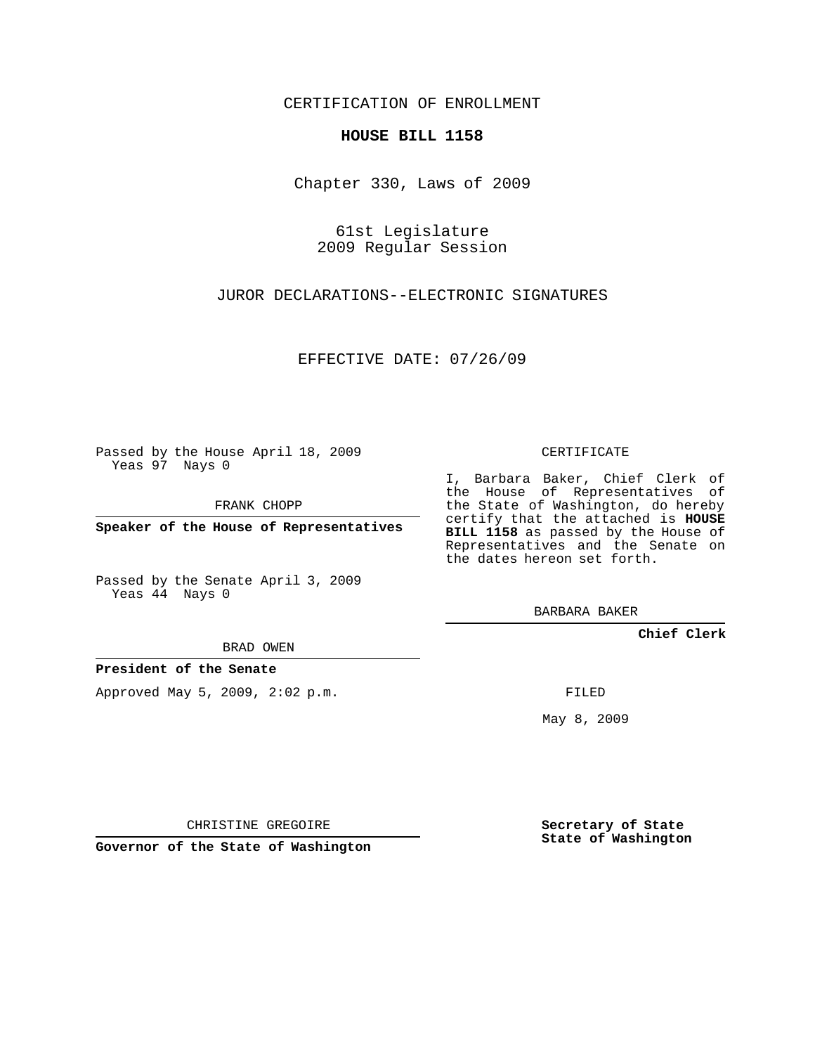CERTIFICATION OF ENROLLMENT

**HOUSE BILL 1158**

Chapter 330, Laws of 2009

61st Legislature
2009 Regular Session

JUROR DECLARATIONS--ELECTRONIC SIGNATURES

EFFECTIVE DATE: 07/26/09

Passed by the House April 18, 2009
Yeas 97 Nays 0

FRANK CHOPP

**Speaker of the House of Representatives**

Passed by the Senate April 3, 2009
Yeas 44 Nays 0

BRAD OWEN

**President of the Senate**

Approved May 5, 2009, 2:02 p.m.

CHRISTINE GREGOIRE

**Governor of the State of Washington**

CERTIFICATE

I, Barbara Baker, Chief Clerk of the House of Representatives of the State of Washington, do hereby certify that the attached is **HOUSE BILL 1158** as passed by the House of Representatives and the Senate on the dates hereon set forth.

BARBARA BAKER

**Chief Clerk**

FILED

May 8, 2009

**Secretary of State**
**State of Washington**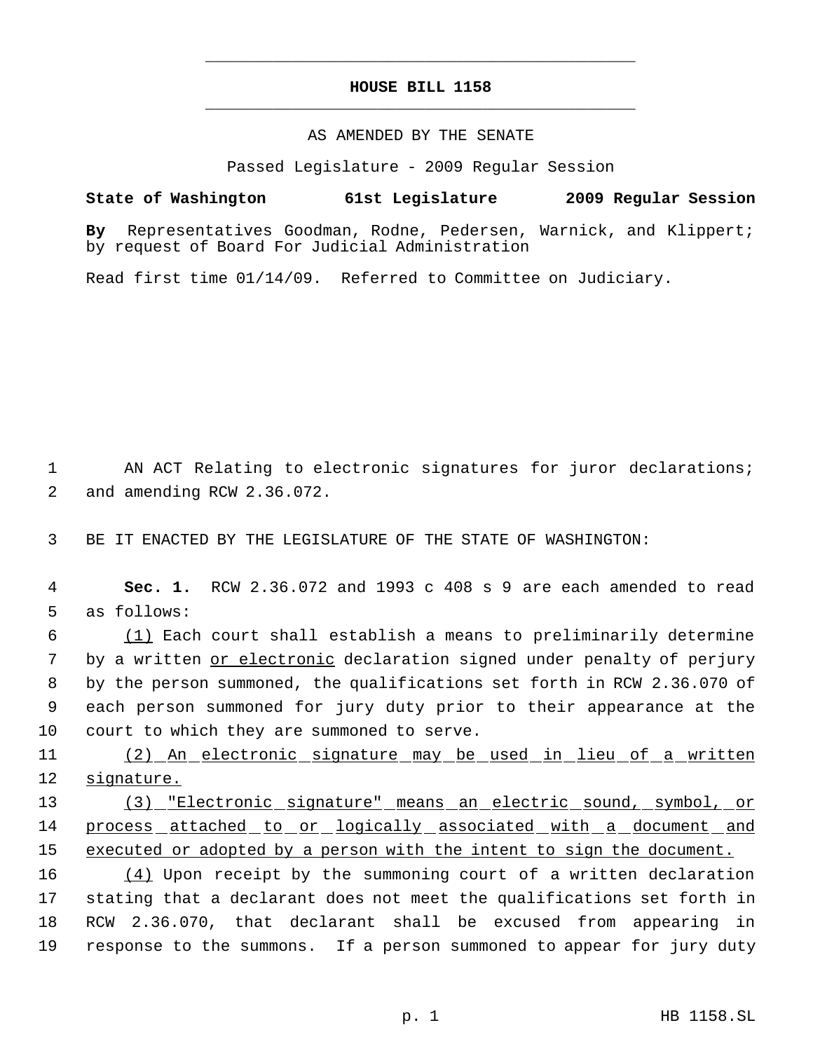# HOUSE BILL 1158

AS AMENDED BY THE SENATE

Passed Legislature - 2009 Regular Session

**State of Washington 61st Legislature 2009 Regular Session**

**By** Representatives Goodman, Rodne, Pedersen, Warnick, and Klippert; by request of Board For Judicial Administration

Read first time 01/14/09. Referred to Committee on Judiciary.

AN ACT Relating to electronic signatures for juror declarations; and amending RCW 2.36.072.

BE IT ENACTED BY THE LEGISLATURE OF THE STATE OF WASHINGTON:

**Sec. 1.** RCW 2.36.072 and 1993 c 408 s 9 are each amended to read as follows:

(1) Each court shall establish a means to preliminarily determine by a written or electronic declaration signed under penalty of perjury by the person summoned, the qualifications set forth in RCW 2.36.070 of each person summoned for jury duty prior to their appearance at the court to which they are summoned to serve.

(2) An electronic signature may be used in lieu of a written signature.

(3) "Electronic signature" means an electric sound, symbol, or process attached to or logically associated with a document and executed or adopted by a person with the intent to sign the document.

(4) Upon receipt by the summoning court of a written declaration stating that a declarant does not meet the qualifications set forth in RCW 2.36.070, that declarant shall be excused from appearing in response to the summons. If a person summoned to appear for jury duty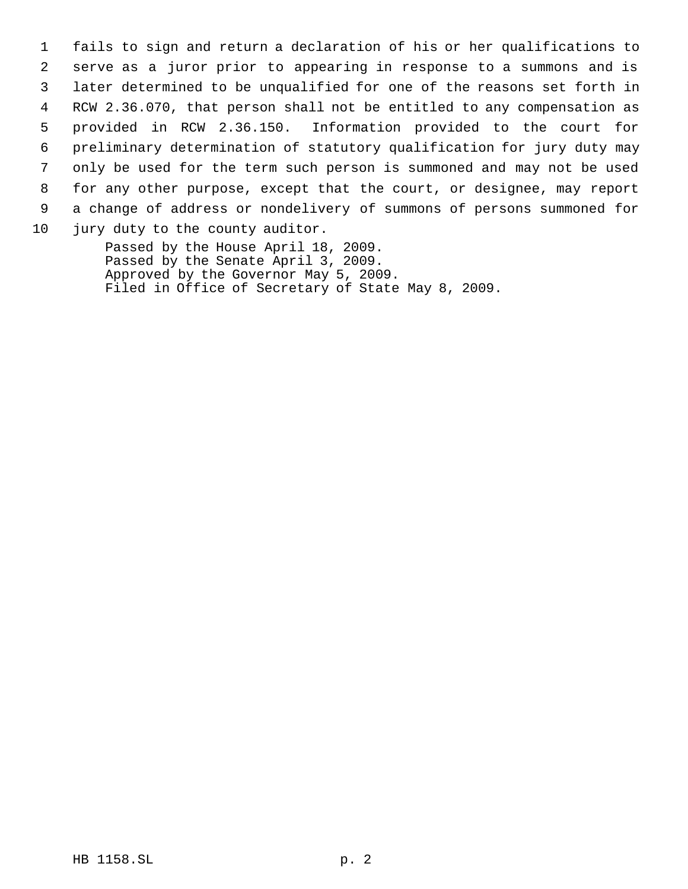fails to sign and return a declaration of his or her qualifications to serve as a juror prior to appearing in response to a summons and is later determined to be unqualified for one of the reasons set forth in RCW 2.36.070, that person shall not be entitled to any compensation as provided in RCW 2.36.150. Information provided to the court for preliminary determination of statutory qualification for jury duty may only be used for the term such person is summoned and may not be used for any other purpose, except that the court, or designee, may report a change of address or nondelivery of summons of persons summoned for jury duty to the county auditor.

Passed by the House April 18, 2009.
Passed by the Senate April 3, 2009.
Approved by the Governor May 5, 2009.
Filed in Office of Secretary of State May 8, 2009.